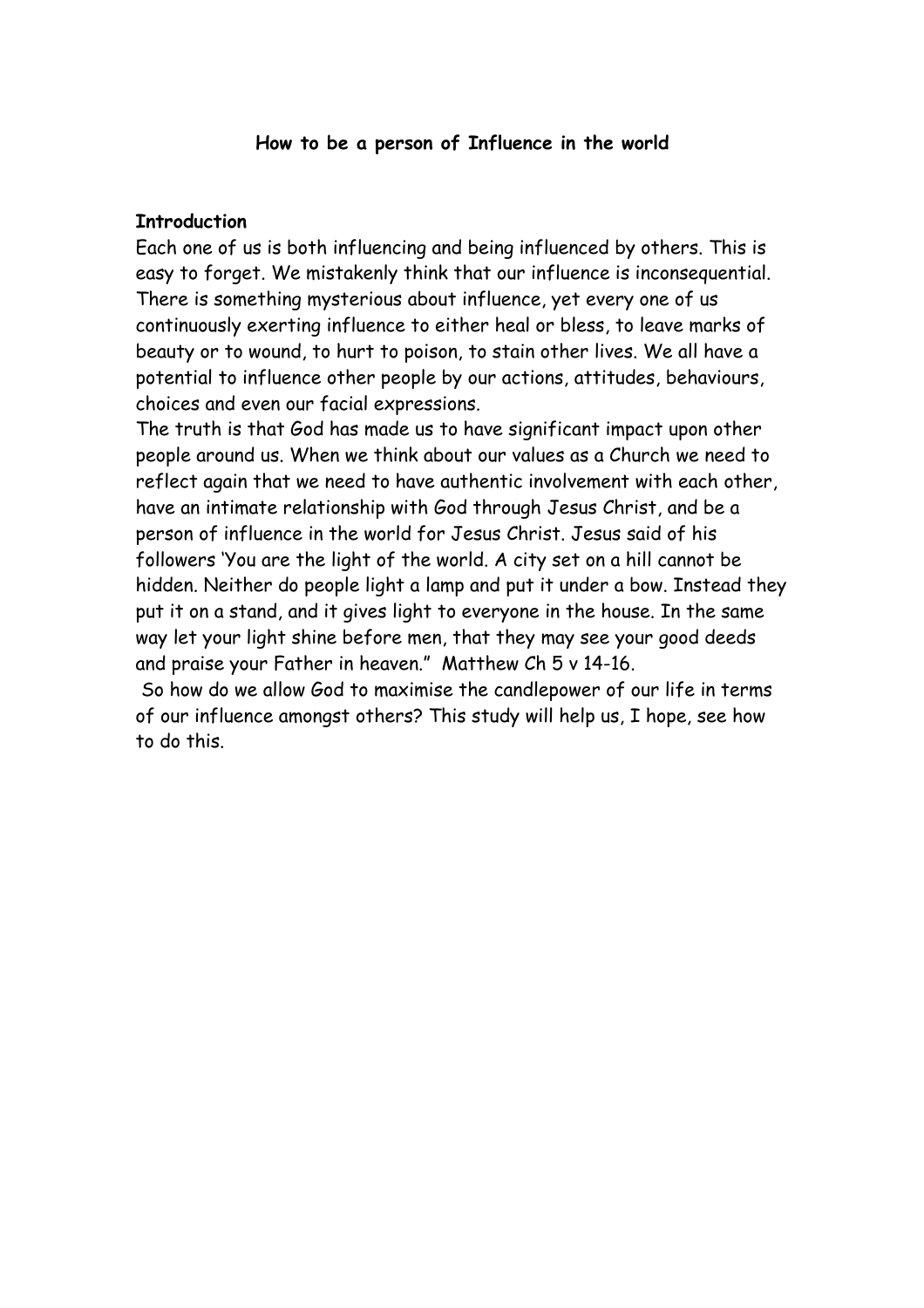**How to be a person of Influence in the world**

**Introduction**

Each one of us is both influencing and being influenced by others. This is easy to forget. We mistakenly think that our influence is inconsequential. There is something mysterious about influence, yet every one of us continuously exerting influence to either heal or bless, to leave marks of beauty or to wound, to hurt to poison, to stain other lives. We all have a potential to influence other people by our actions, attitudes, behaviours, choices and even our facial expressions.

The truth is that God has made us to have significant impact upon other people around us. When we think about our values as a Church we need to reflect again that we need to have authentic involvement with each other, have an intimate relationship with God through Jesus Christ, and be a person of influence in the world for Jesus Christ. Jesus said of his followers 'You are the light of the world. A city set on a hill cannot be hidden. Neither do people light a lamp and put it under a bow. Instead they put it on a stand, and it gives light to everyone in the house. In the same way let your light shine before men, that they may see your good deeds and praise your Father in heaven." Matthew Ch 5 v 14-16.

So how do we allow God to maximise the candlepower of our life in terms of our influence amongst others? This study will help us, I hope, see how to do this.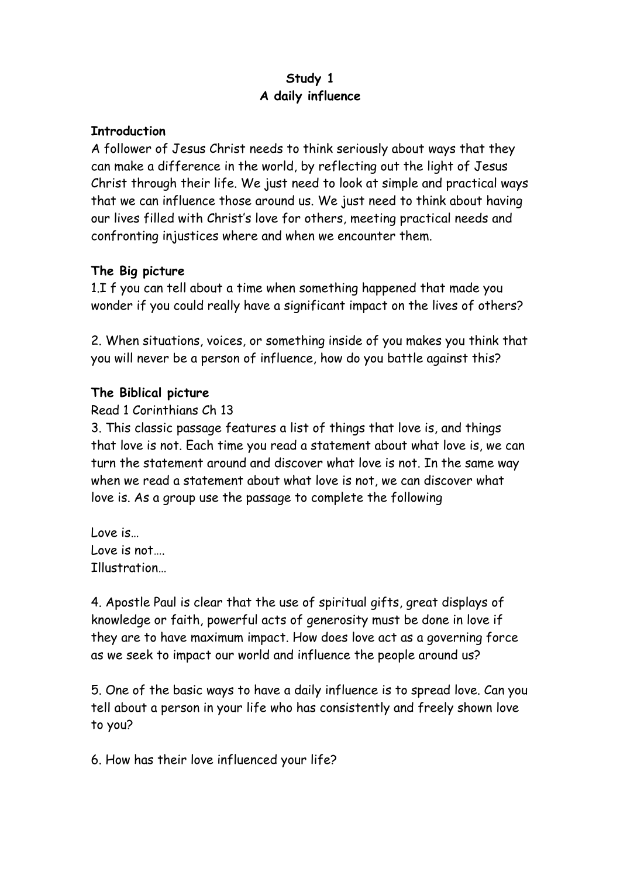**Study 1**
**A daily influence**

**Introduction**

A follower of Jesus Christ needs to think seriously about ways that they can make a difference in the world, by reflecting out the light of Jesus Christ through their life. We just need to look at simple and practical ways that we can influence those around us. We just need to think about having our lives filled with Christ's love for others, meeting practical needs and confronting injustices where and when we encounter them.

**The Big picture**

1.I f you can tell about a time when something happened that made you wonder if you could really have a significant impact on the lives of others?

2. When situations, voices, or something inside of you makes you think that you will never be a person of influence, how do you battle against this?

**The Biblical picture**

Read 1 Corinthians Ch 13

3. This classic passage features a list of things that love is, and things that love is not. Each time you read a statement about what love is, we can turn the statement around and discover what love is not. In the same way when we read a statement about what love is not, we can discover what love is. As a group use the passage to complete the following

Love is…
Love is not….
Illustration…

4. Apostle Paul is clear that the use of spiritual gifts, great displays of knowledge or faith, powerful acts of generosity must be done in love if they are to have maximum impact. How does love act as a governing force as we seek to impact our world and influence the people around us?

5. One of the basic ways to have a daily influence is to spread love. Can you tell about a person in your life who has consistently and freely shown love to you?

6. How has their love influenced your life?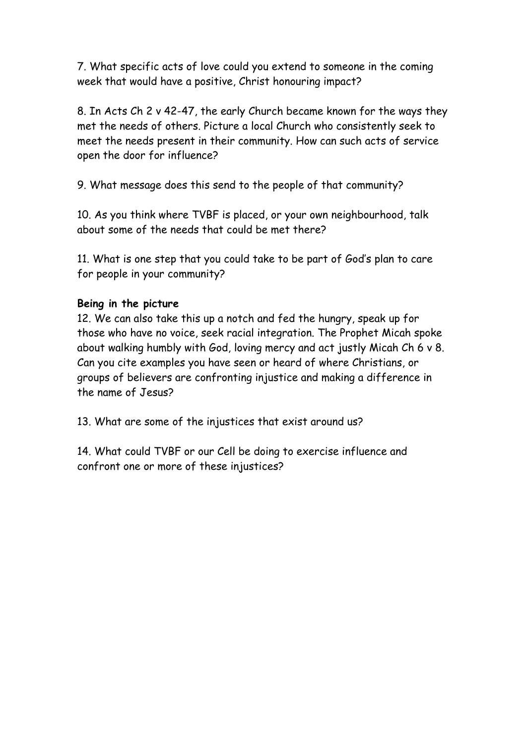7. What specific acts of love could you extend to someone in the coming week that would have a positive, Christ honouring impact?

8. In Acts Ch 2 v 42-47, the early Church became known for the ways they met the needs of others. Picture a local Church who consistently seek to meet the needs present in their community. How can such acts of service open the door for influence?

9. What message does this send to the people of that community?

10. As you think where TVBF is placed, or your own neighbourhood, talk about some of the needs that could be met there?

11. What is one step that you could take to be part of God's plan to care for people in your community?

**Being in the picture**

12. We can also take this up a notch and fed the hungry, speak up for those who have no voice, seek racial integration. The Prophet Micah spoke about walking humbly with God, loving mercy and act justly Micah Ch 6 v 8. Can you cite examples you have seen or heard of where Christians, or groups of believers are confronting injustice and making a difference in the name of Jesus?

13. What are some of the injustices that exist around us?

14. What could TVBF or our Cell be doing to exercise influence and confront one or more of these injustices?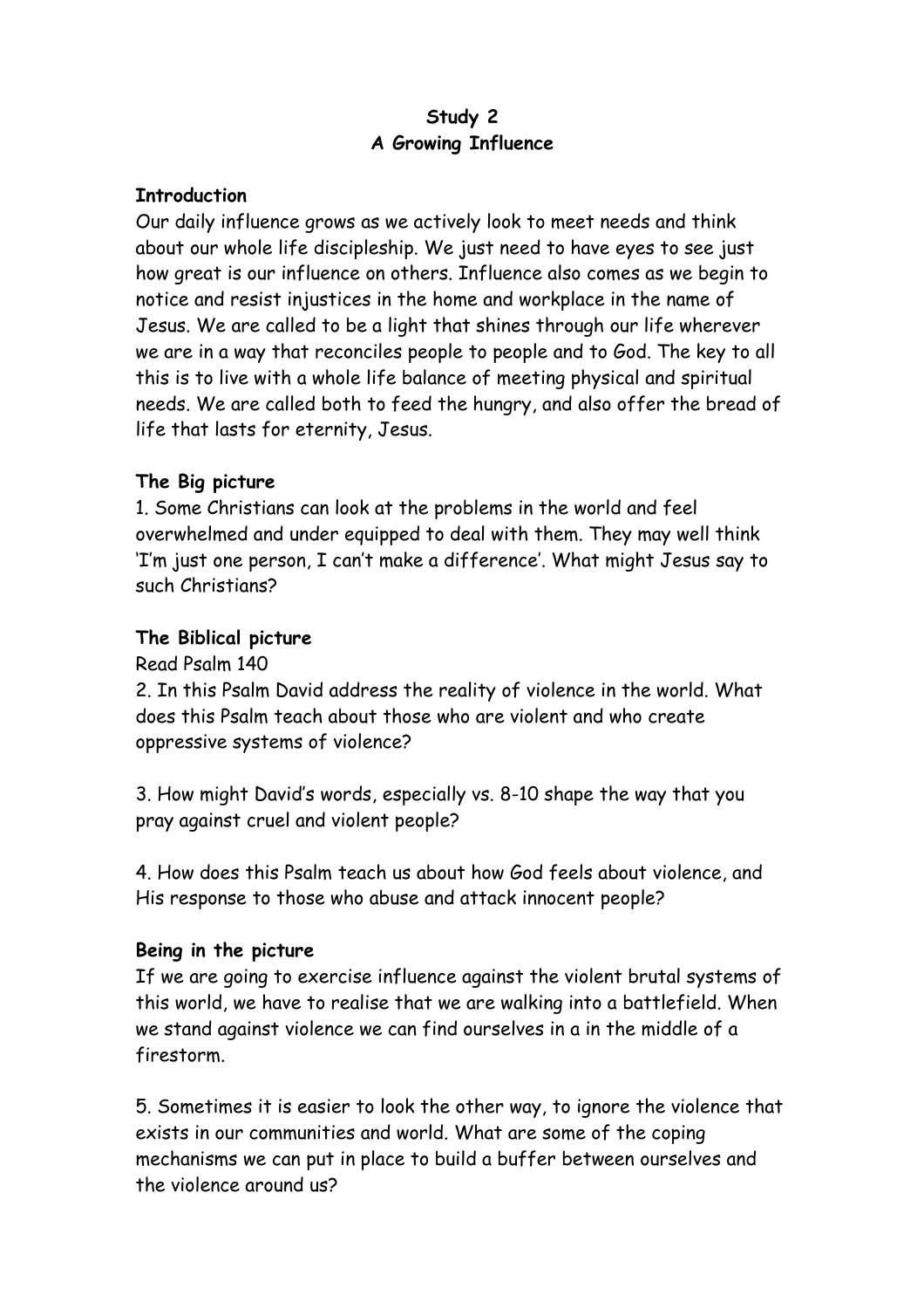**Study 2**
**A Growing Influence**

**Introduction**

Our daily influence grows as we actively look to meet needs and think about our whole life discipleship. We just need to have eyes to see just how great is our influence on others. Influence also comes as we begin to notice and resist injustices in the home and workplace in the name of Jesus. We are called to be a light that shines through our life wherever we are in a way that reconciles people to people and to God. The key to all this is to live with a whole life balance of meeting physical and spiritual needs. We are called both to feed the hungry, and also offer the bread of life that lasts for eternity, Jesus.

**The Big picture**

1. Some Christians can look at the problems in the world and feel overwhelmed and under equipped to deal with them. They may well think 'I'm just one person, I can't make a difference'. What might Jesus say to such Christians?

**The Biblical picture**

Read Psalm 140

2. In this Psalm David address the reality of violence in the world. What does this Psalm teach about those who are violent and who create oppressive systems of violence?

3. How might David's words, especially vs. 8-10 shape the way that you pray against cruel and violent people?

4. How does this Psalm teach us about how God feels about violence, and His response to those who abuse and attack innocent people?

**Being in the picture**

If we are going to exercise influence against the violent brutal systems of this world, we have to realise that we are walking into a battlefield. When we stand against violence we can find ourselves in a in the middle of a firestorm.

5. Sometimes it is easier to look the other way, to ignore the violence that exists in our communities and world. What are some of the coping mechanisms we can put in place to build a buffer between ourselves and the violence around us?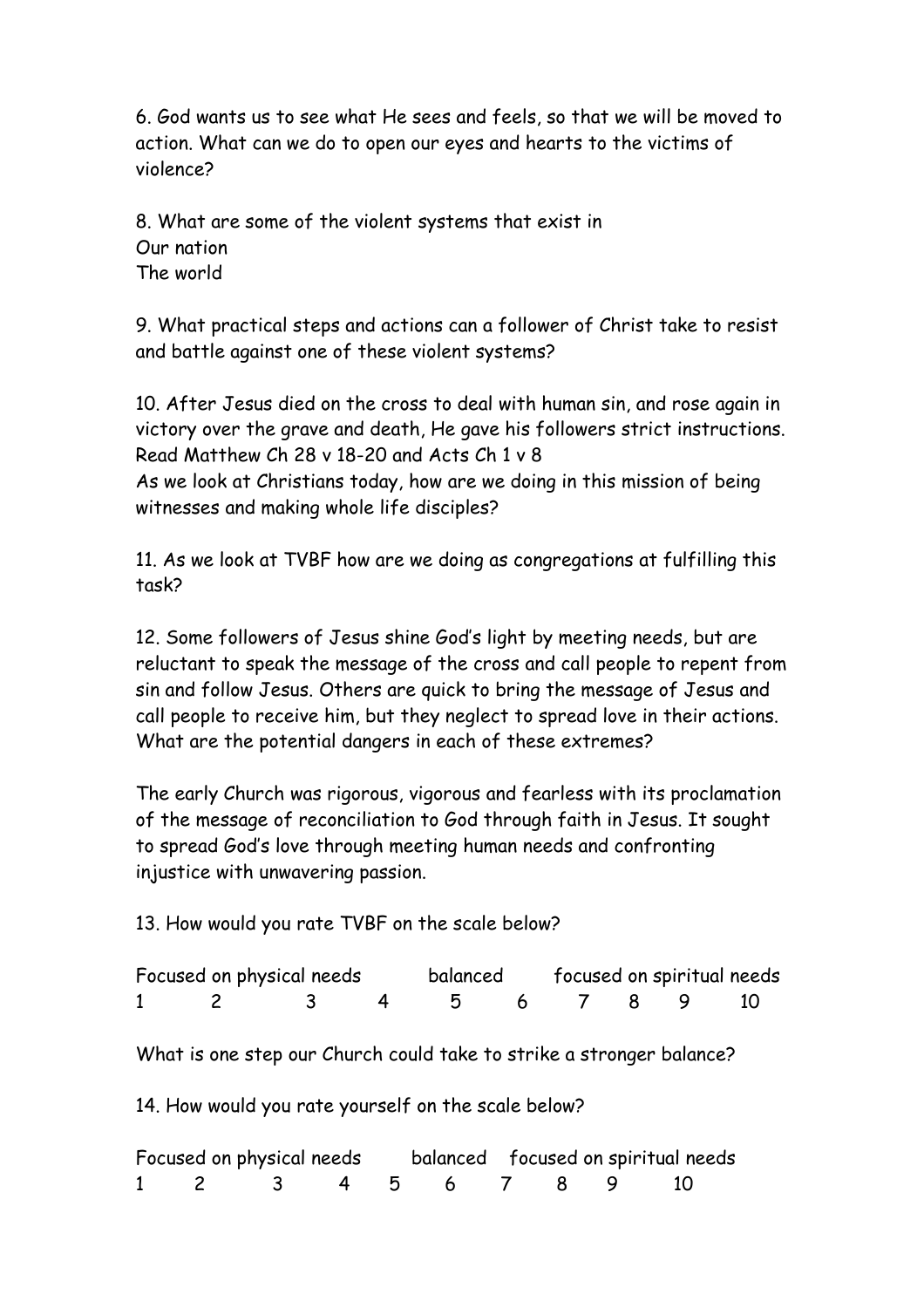6. God wants us to see what He sees and feels, so that we will be moved to action. What can we do to open our eyes and hearts to the victims of violence?

8. What are some of the violent systems that exist in
Our nation
The world

9. What practical steps and actions can a follower of Christ take to resist and battle against one of these violent systems?

10. After Jesus died on the cross to deal with human sin, and rose again in victory over the grave and death, He gave his followers strict instructions. Read Matthew Ch 28 v 18-20 and Acts Ch 1 v 8
As we look at Christians today, how are we doing in this mission of being witnesses and making whole life disciples?

11. As we look at TVBF how are we doing as congregations at fulfilling this task?

12. Some followers of Jesus shine God's light by meeting needs, but are reluctant to speak the message of the cross and call people to repent from sin and follow Jesus. Others are quick to bring the message of Jesus and call people to receive him, but they neglect to spread love in their actions. What are the potential dangers in each of these extremes?

The early Church was rigorous, vigorous and fearless with its proclamation of the message of reconciliation to God through faith in Jesus. It sought to spread God's love through meeting human needs and confronting injustice with unwavering passion.

13. How would you rate TVBF on the scale below?

Focused on physical needs balanced focused on spiritual needs
1 2 3 4 5 6 7 8 9 10

What is one step our Church could take to strike a stronger balance?

14. How would you rate yourself on the scale below?

Focused on physical needs balanced focused on spiritual needs
1 2 3 4 5 6 7 8 9 10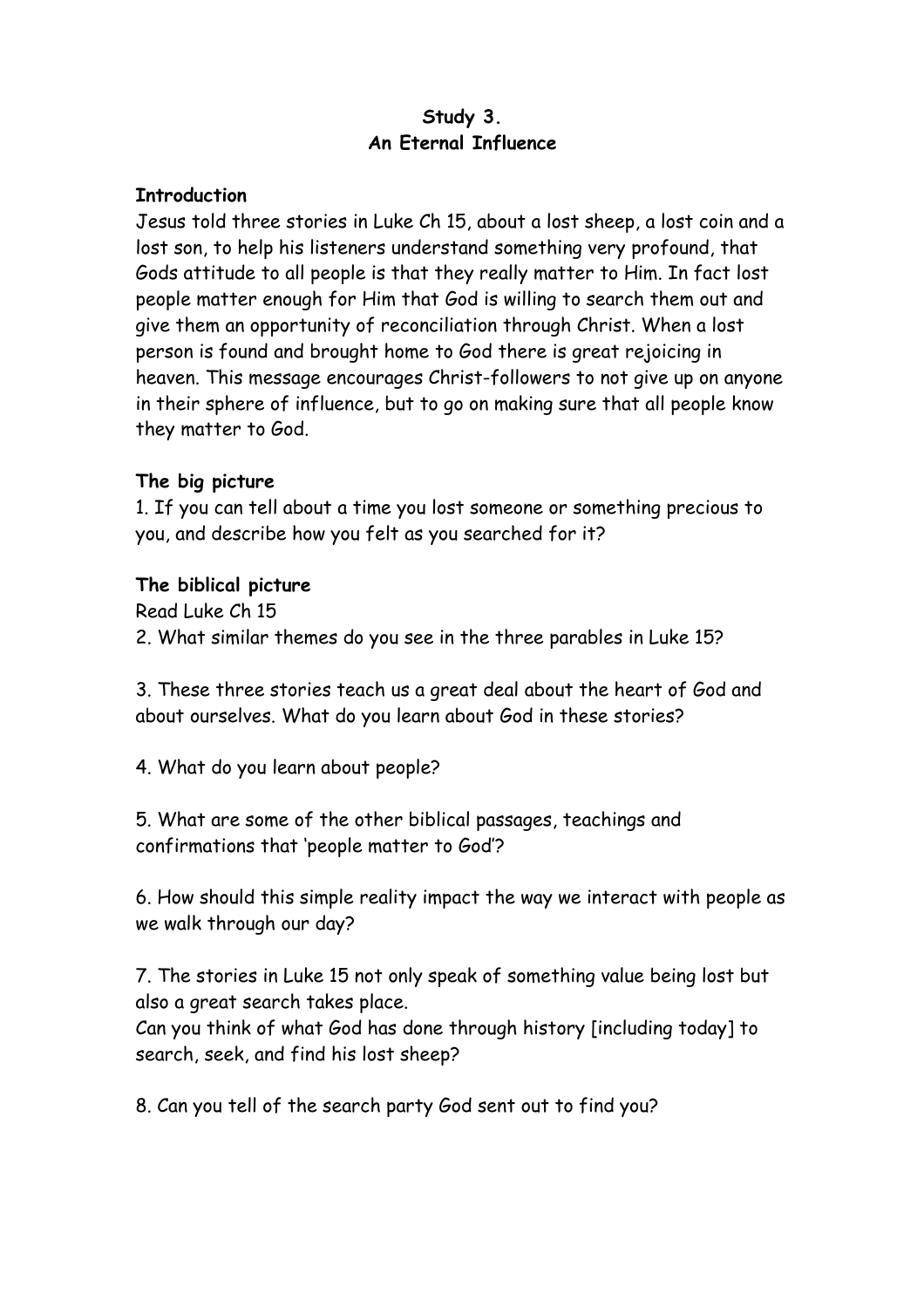**Study 3.**
**An Eternal Influence**

**Introduction**

Jesus told three stories in Luke Ch 15, about a lost sheep, a lost coin and a lost son, to help his listeners understand something very profound, that Gods attitude to all people is that they really matter to Him. In fact lost people matter enough for Him that God is willing to search them out and give them an opportunity of reconciliation through Christ. When a lost person is found and brought home to God there is great rejoicing in heaven. This message encourages Christ-followers to not give up on anyone in their sphere of influence, but to go on making sure that all people know they matter to God.

**The big picture**

1. If you can tell about a time you lost someone or something precious to you, and describe how you felt as you searched for it?

**The biblical picture**

Read Luke Ch 15

2. What similar themes do you see in the three parables in Luke 15?

3. These three stories teach us a great deal about the heart of God and about ourselves. What do you learn about God in these stories?

4. What do you learn about people?

5. What are some of the other biblical passages, teachings and confirmations that 'people matter to God'?

6. How should this simple reality impact the way we interact with people as we walk through our day?

7. The stories in Luke 15 not only speak of something value being lost but also a great search takes place.
Can you think of what God has done through history [including today] to search, seek, and find his lost sheep?

8. Can you tell of the search party God sent out to find you?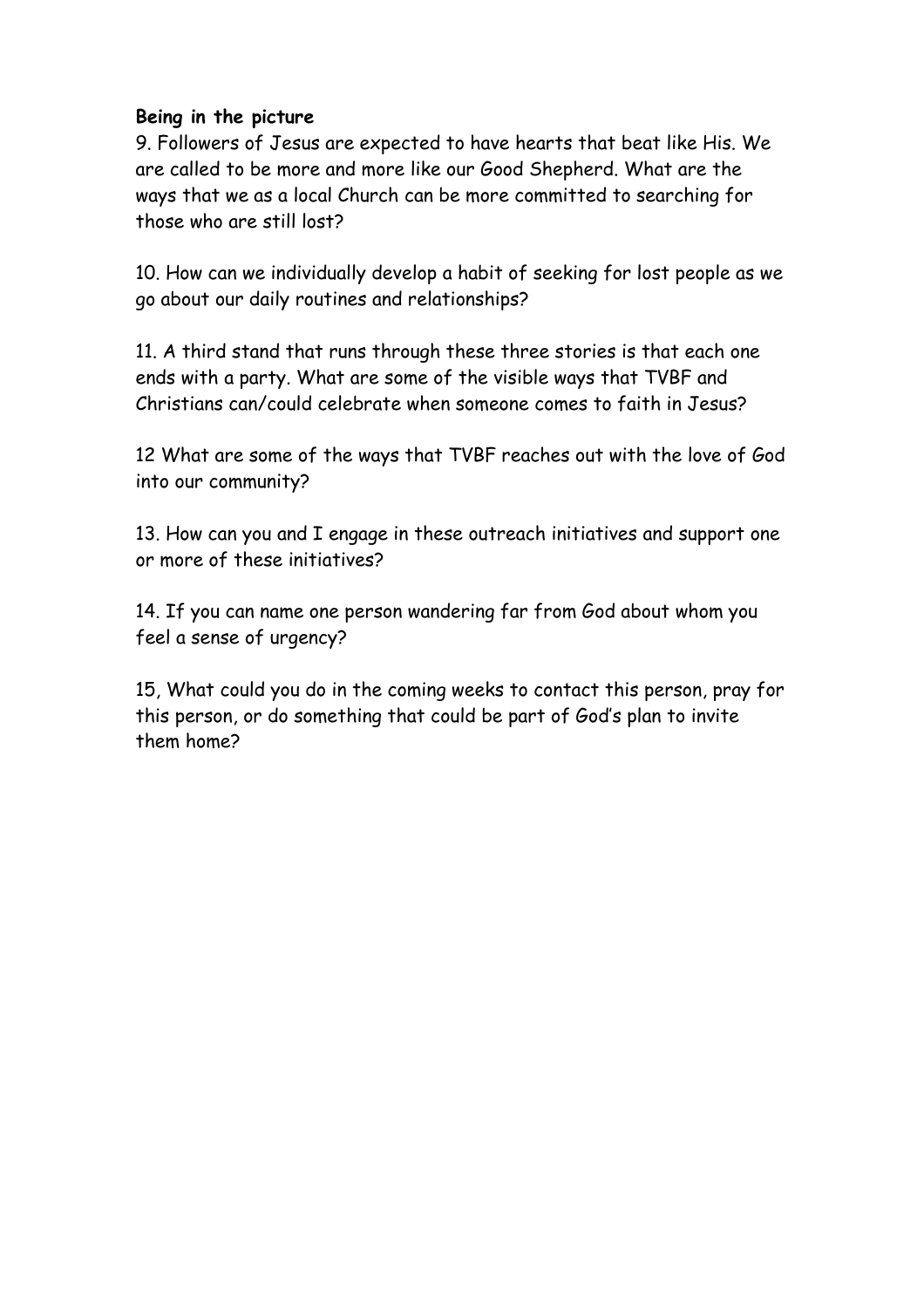**Being in the picture**

9. Followers of Jesus are expected to have hearts that beat like His. We are called to be more and more like our Good Shepherd. What are the ways that we as a local Church can be more committed to searching for those who are still lost?

10. How can we individually develop a habit of seeking for lost people as we go about our daily routines and relationships?

11. A third stand that runs through these three stories is that each one ends with a party. What are some of the visible ways that TVBF and Christians can/could celebrate when someone comes to faith in Jesus?

12 What are some of the ways that TVBF reaches out with the love of God into our community?

13. How can you and I engage in these outreach initiatives and support one or more of these initiatives?

14. If you can name one person wandering far from God about whom you feel a sense of urgency?

15, What could you do in the coming weeks to contact this person, pray for this person, or do something that could be part of God's plan to invite them home?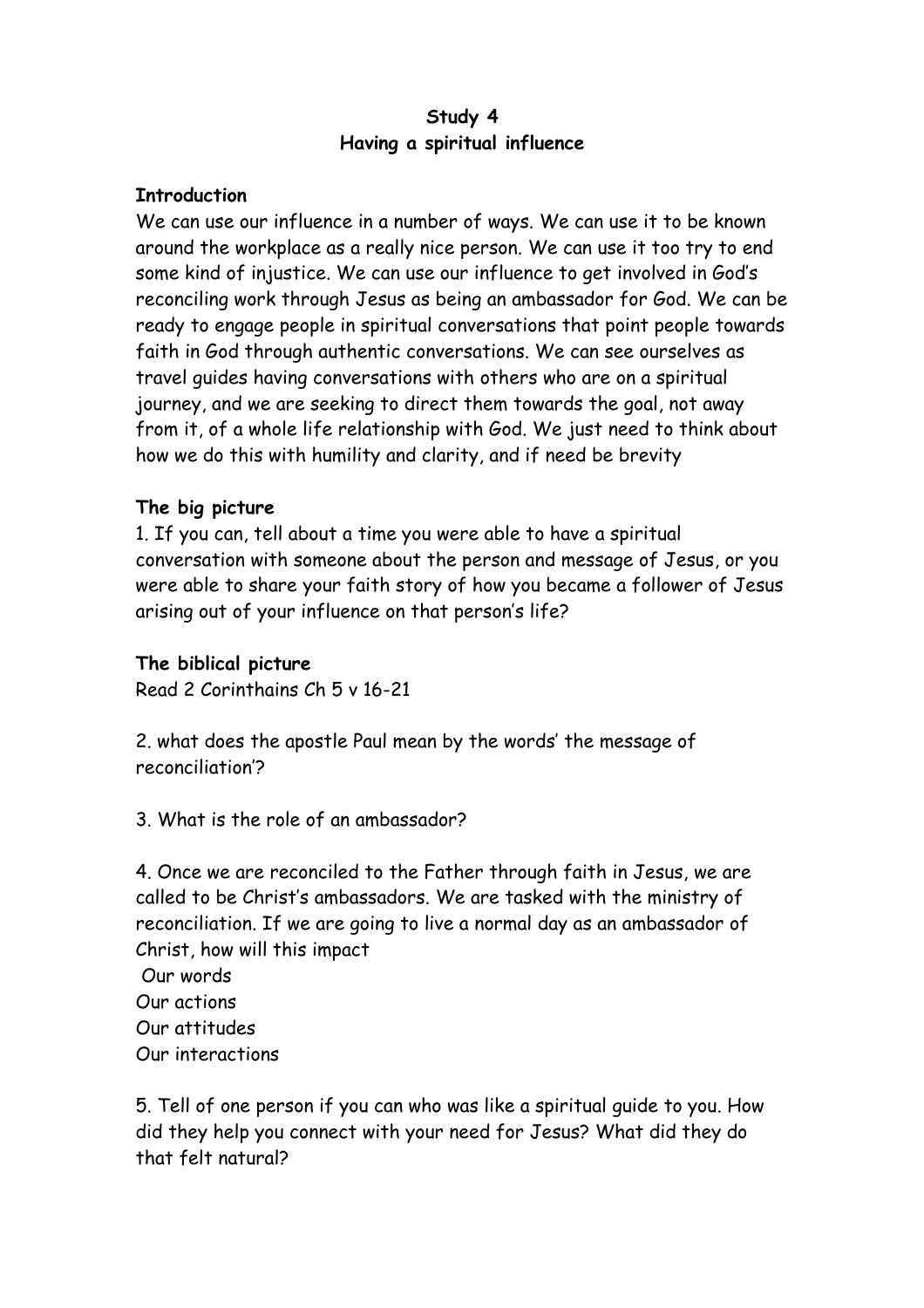**Study 4**
**Having a spiritual influence**

**Introduction**
We can use our influence in a number of ways. We can use it to be known around the workplace as a really nice person. We can use it too try to end some kind of injustice. We can use our influence to get involved in God's reconciling work through Jesus as being an ambassador for God. We can be ready to engage people in spiritual conversations that point people towards faith in God through authentic conversations. We can see ourselves as travel guides having conversations with others who are on a spiritual journey, and we are seeking to direct them towards the goal, not away from it, of a whole life relationship with God. We just need to think about how we do this with humility and clarity, and if need be brevity

**The big picture**
1. If you can, tell about a time you were able to have a spiritual conversation with someone about the person and message of Jesus, or you were able to share your faith story of how you became a follower of Jesus arising out of your influence on that person's life?

**The biblical picture**
Read 2 Corinthains Ch 5 v 16-21

2. what does the apostle Paul mean by the words' the message of reconciliation'?

3. What is the role of an ambassador?

4. Once we are reconciled to the Father through faith in Jesus, we are called to be Christ's ambassadors. We are tasked with the ministry of reconciliation. If we are going to live a normal day as an ambassador of Christ, how will this impact
Our words
Our actions
Our attitudes
Our interactions

5. Tell of one person if you can who was like a spiritual guide to you. How did they help you connect with your need for Jesus? What did they do that felt natural?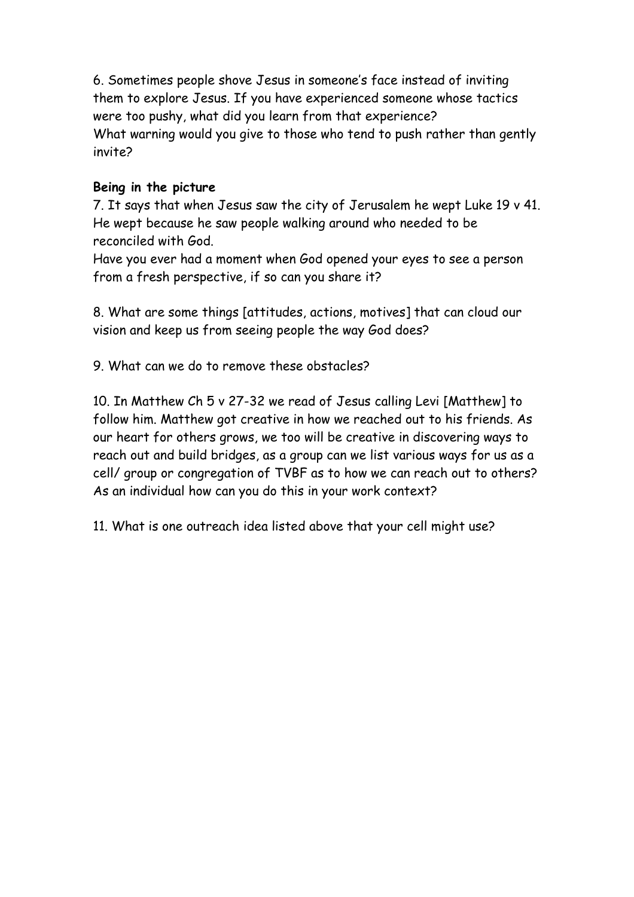6. Sometimes people shove Jesus in someone's face instead of inviting them to explore Jesus. If you have experienced someone whose tactics were too pushy, what did you learn from that experience?
What warning would you give to those who tend to push rather than gently invite?

**Being in the picture**

7. It says that when Jesus saw the city of Jerusalem he wept Luke 19 v 41. He wept because he saw people walking around who needed to be reconciled with God.
Have you ever had a moment when God opened your eyes to see a person from a fresh perspective, if so can you share it?

8. What are some things [attitudes, actions, motives] that can cloud our vision and keep us from seeing people the way God does?

9. What can we do to remove these obstacles?

10. In Matthew Ch 5 v 27-32 we read of Jesus calling Levi [Matthew] to follow him. Matthew got creative in how we reached out to his friends. As our heart for others grows, we too will be creative in discovering ways to reach out and build bridges, as a group can we list various ways for us as a cell/ group or congregation of TVBF as to how we can reach out to others? As an individual how can you do this in your work context?

11. What is one outreach idea listed above that your cell might use?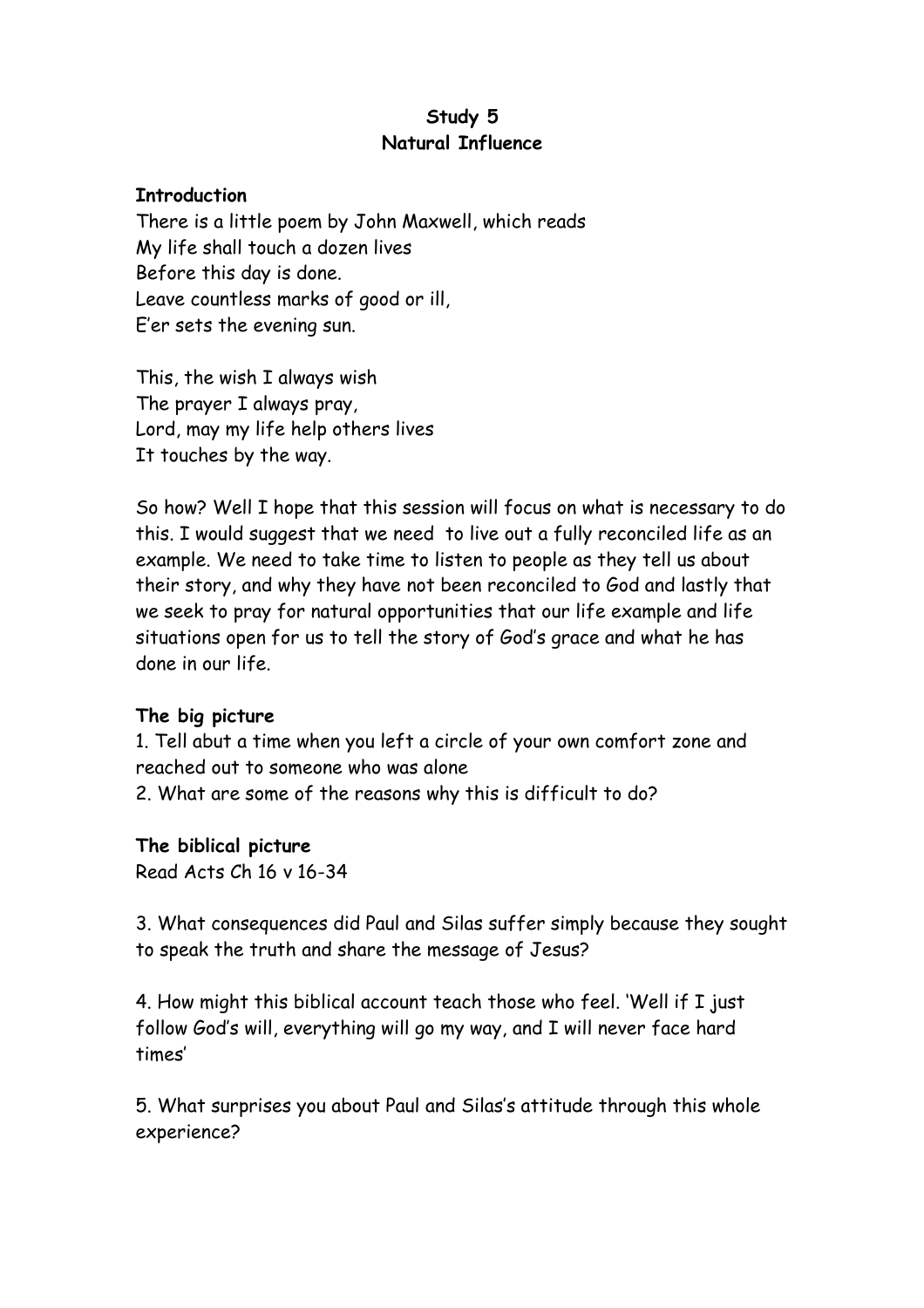# Study 5
## Natural Influence

**Introduction**

There is a little poem by John Maxwell, which reads
My life shall touch a dozen lives
Before this day is done.
Leave countless marks of good or ill,
E'er sets the evening sun.

This, the wish I always wish
The prayer I always pray,
Lord, may my life help others lives
It touches by the way.

So how? Well I hope that this session will focus on what is necessary to do this. I would suggest that we need to live out a fully reconciled life as an example. We need to take time to listen to people as they tell us about their story, and why they have not been reconciled to God and lastly that we seek to pray for natural opportunities that our life example and life situations open for us to tell the story of God's grace and what he has done in our life.

**The big picture**

1. Tell abut a time when you left a circle of your own comfort zone and reached out to someone who was alone
2. What are some of the reasons why this is difficult to do?

**The biblical picture**

Read Acts Ch 16 v 16-34

3. What consequences did Paul and Silas suffer simply because they sought to speak the truth and share the message of Jesus?

4. How might this biblical account teach those who feel. 'Well if I just follow God's will, everything will go my way, and I will never face hard times'

5. What surprises you about Paul and Silas's attitude through this whole experience?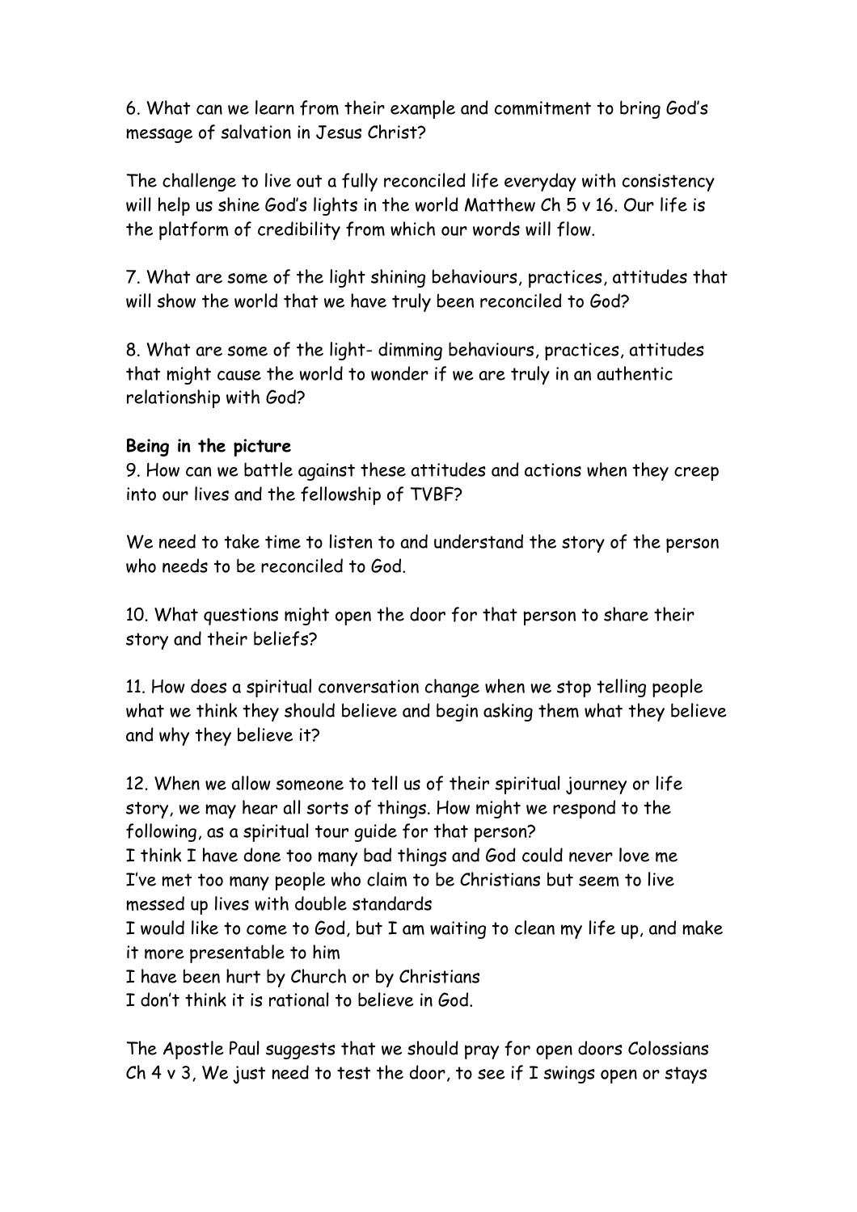6. What can we learn from their example and commitment to bring God's message of salvation in Jesus Christ?

The challenge to live out a fully reconciled life everyday with consistency will help us shine God's lights in the world Matthew Ch 5 v 16. Our life is the platform of credibility from which our words will flow.

7. What are some of the light shining behaviours, practices, attitudes that will show the world that we have truly been reconciled to God?

8. What are some of the light- dimming behaviours, practices, attitudes that might cause the world to wonder if we are truly in an authentic relationship with God?

**Being in the picture**

9. How can we battle against these attitudes and actions when they creep into our lives and the fellowship of TVBF?

We need to take time to listen to and understand the story of the person who needs to be reconciled to God.

10. What questions might open the door for that person to share their story and their beliefs?

11. How does a spiritual conversation change when we stop telling people what we think they should believe and begin asking them what they believe and why they believe it?

12. When we allow someone to tell us of their spiritual journey or life story, we may hear all sorts of things. How might we respond to the following, as a spiritual tour guide for that person?
I think I have done too many bad things and God could never love me
I've met too many people who claim to be Christians but seem to live messed up lives with double standards
I would like to come to God, but I am waiting to clean my life up, and make it more presentable to him
I have been hurt by Church or by Christians
I don't think it is rational to believe in God.

The Apostle Paul suggests that we should pray for open doors Colossians Ch 4 v 3, We just need to test the door, to see if I swings open or stays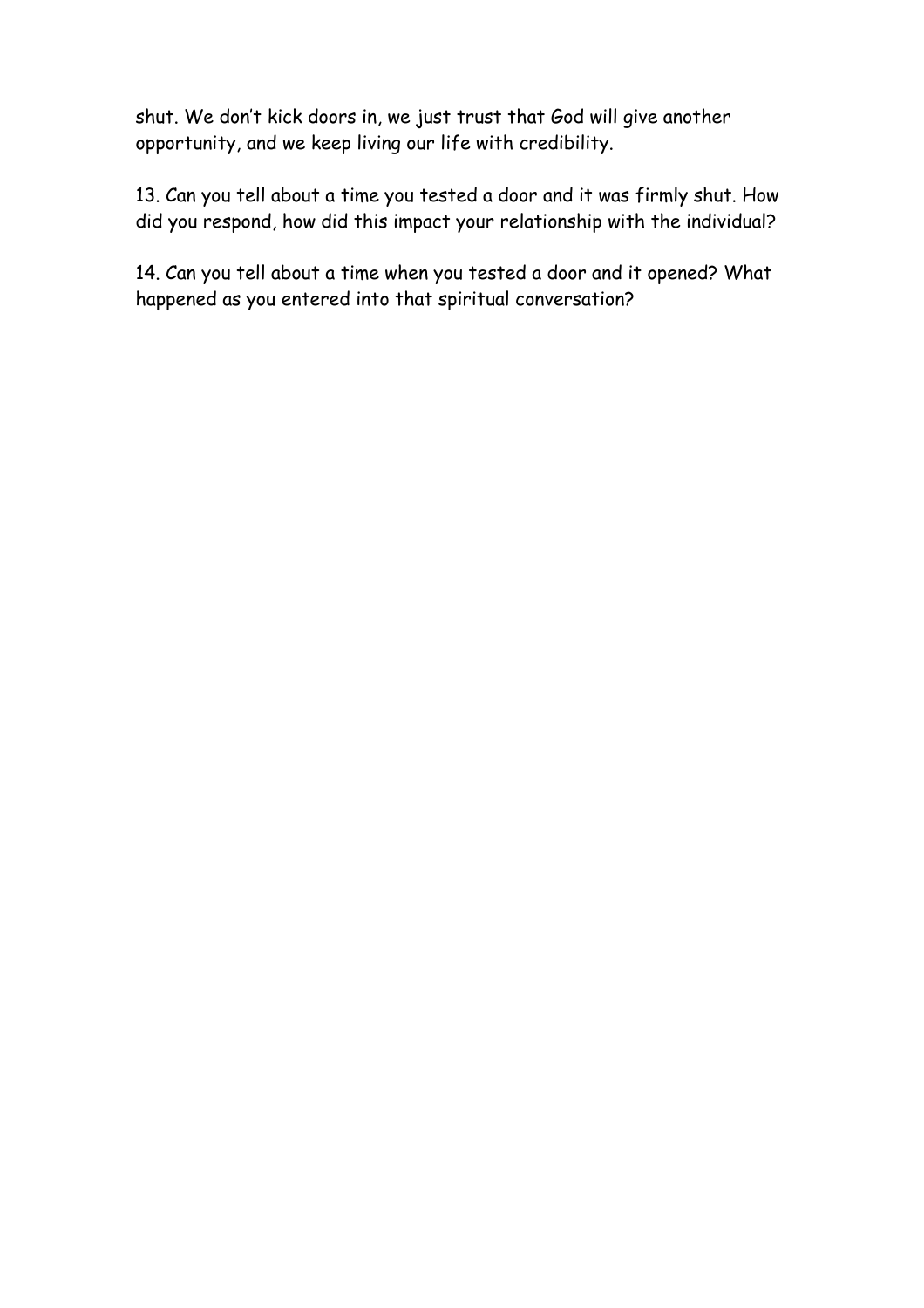shut. We don’t kick doors in, we just trust that God will give another opportunity, and we keep living our life with credibility.

13. Can you tell about a time you tested a door and it was firmly shut. How did you respond, how did this impact your relationship with the individual?

14. Can you tell about a time when you tested a door and it opened? What happened as you entered into that spiritual conversation?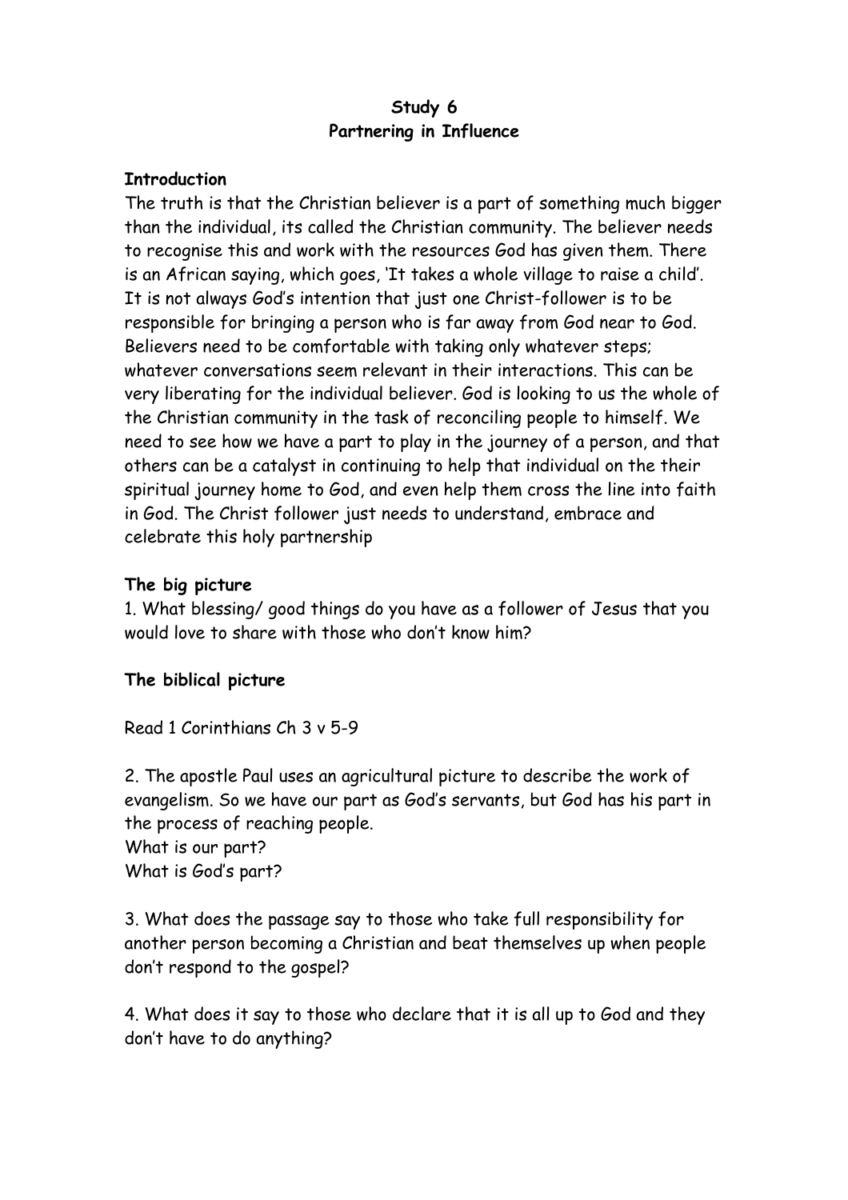**Study 6**
**Partnering in Influence**

**Introduction**

The truth is that the Christian believer is a part of something much bigger than the individual, its called the Christian community. The believer needs to recognise this and work with the resources God has given them. There is an African saying, which goes, 'It takes a whole village to raise a child'. It is not always God's intention that just one Christ-follower is to be responsible for bringing a person who is far away from God near to God. Believers need to be comfortable with taking only whatever steps; whatever conversations seem relevant in their interactions. This can be very liberating for the individual believer. God is looking to us the whole of the Christian community in the task of reconciling people to himself. We need to see how we have a part to play in the journey of a person, and that others can be a catalyst in continuing to help that individual on the their spiritual journey home to God, and even help them cross the line into faith in God. The Christ follower just needs to understand, embrace and celebrate this holy partnership

**The big picture**

1. What blessing/ good things do you have as a follower of Jesus that you would love to share with those who don't know him?

**The biblical picture**

Read 1 Corinthians Ch 3 v 5-9

2. The apostle Paul uses an agricultural picture to describe the work of evangelism. So we have our part as God's servants, but God has his part in the process of reaching people.
What is our part?
What is God's part?

3. What does the passage say to those who take full responsibility for another person becoming a Christian and beat themselves up when people don't respond to the gospel?

4. What does it say to those who declare that it is all up to God and they don't have to do anything?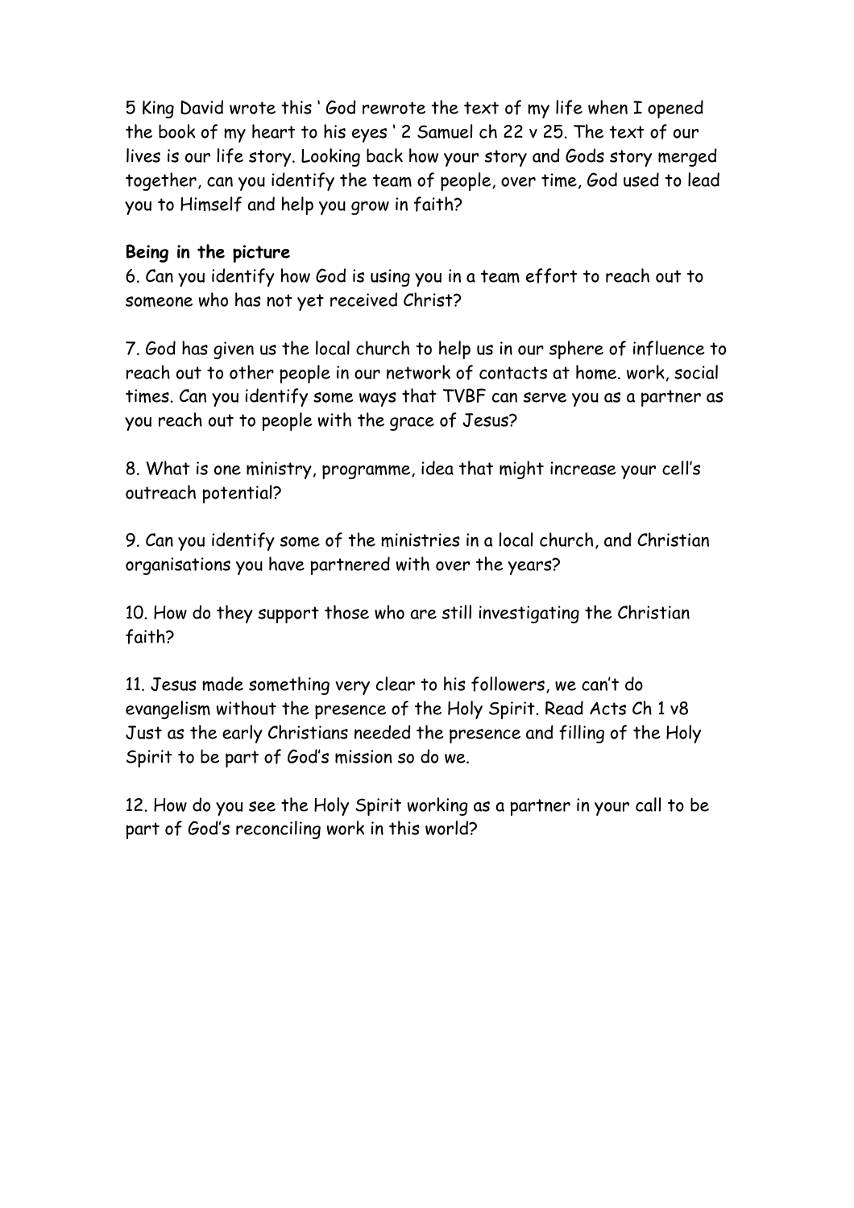5 King David wrote this ' God rewrote the text of my life when I opened the book of my heart to his eyes ' 2 Samuel ch 22 v 25. The text of our lives is our life story. Looking back how your story and Gods story merged together, can you identify the team of people, over time, God used to lead you to Himself and help you grow in faith?

**Being in the picture**

6. Can you identify how God is using you in a team effort to reach out to someone who has not yet received Christ?

7. God has given us the local church to help us in our sphere of influence to reach out to other people in our network of contacts at home. work, social times. Can you identify some ways that TVBF can serve you as a partner as you reach out to people with the grace of Jesus?

8. What is one ministry, programme, idea that might increase your cell's outreach potential?

9. Can you identify some of the ministries in a local church, and Christian organisations you have partnered with over the years?

10. How do they support those who are still investigating the Christian faith?

11. Jesus made something very clear to his followers, we can't do evangelism without the presence of the Holy Spirit. Read Acts Ch 1 v8 Just as the early Christians needed the presence and filling of the Holy Spirit to be part of God's mission so do we.

12. How do you see the Holy Spirit working as a partner in your call to be part of God's reconciling work in this world?